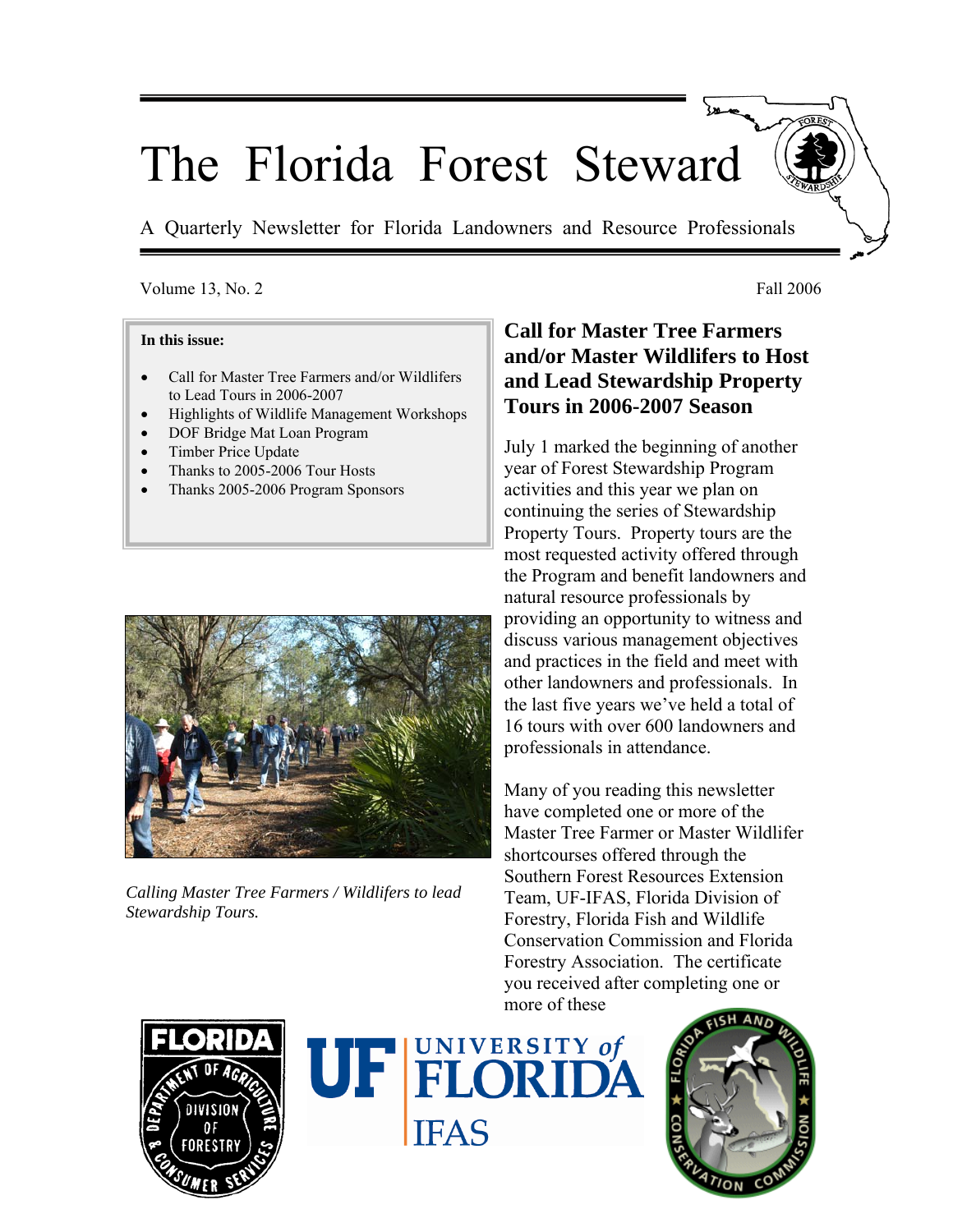# The Florida Forest Steward

A Quarterly Newsletter for Florida Landowners and Resource Professionals

Volume 13, No. 2 Fall 2006

**In this issue:**

- Call for Master Tree Farmers and/or Wildlifers to Lead Tours in 2006-2007
- Highlights of Wildlife Management Workshops
- DOF Bridge Mat Loan Program
- Timber Price Update
- Thanks to 2005-2006 Tour Hosts
- Thanks 2005-2006 Program Sponsors

*Calling Master Tree Farmers / Wildlifers to lead Stewardship Tours.*

## Call for Master Tree Farmers and/or Master Wildlifers to Host and Lead Stewardship Property Tours in 2006-2007 Season

July 1 marked the beginning of another year of Forest Stewardship Program activities and this year we plan on continuing the series of Stewardship Property Tours. Property tours are the most requested activity offered through the Program and benefit landowners and natural resource professionals by providing an opportunity to witness and discuss various management objectives and practices in the field and meet with other landowners and professionals. In the last five years we've held a total of 16 tours with over 600 landowners and professionals in attendance.

Many of you reading this newsletter have completed one or more of the Master Tree Farmer or Master Wildlifer shortcourses offered through the Southern Forest Resources Extension Team, UF-IFAS, Florida Division of Forestry, Florida Fish and Wildlife Conservation Commission and Florida Forestry Association. The certificate you received after completing one or more of these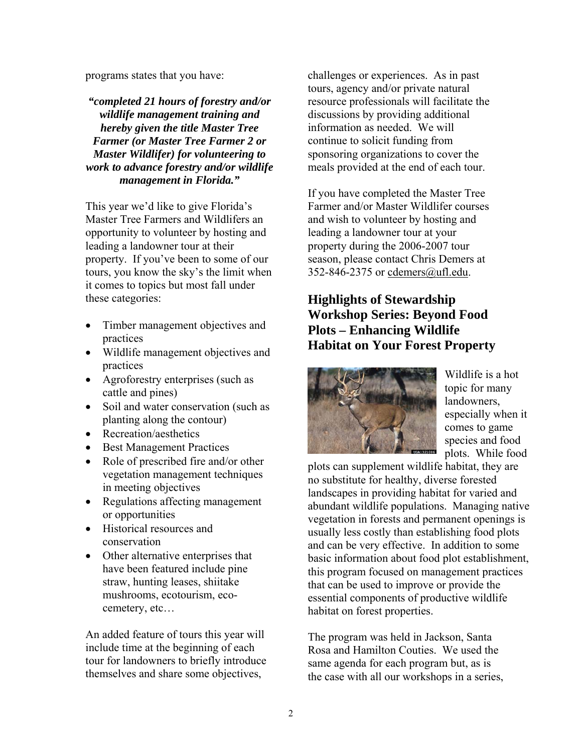programs states that you have:

***"completed 21 hours of forestry and/or wildlife management training and hereby given the title Master Tree Farmer (or Master Tree Farmer 2 or Master Wildlifer) for volunteering to work to advance forestry and/or wildlife management in Florida."***

This year we'd like to give Florida's Master Tree Farmers and Wildlifers an opportunity to volunteer by hosting and leading a landowner tour at their property. If you've been to some of our tours, you know the sky's the limit when it comes to topics but most fall under these categories:

- Timber management objectives and practices
- Wildlife management objectives and practices
- Agroforestry enterprises (such as cattle and pines)
- Soil and water conservation (such as planting along the contour)
- Recreation/aesthetics
- Best Management Practices
- Role of prescribed fire and/or other vegetation management techniques in meeting objectives
- Regulations affecting management or opportunities
- Historical resources and conservation
- Other alternative enterprises that have been featured include pine straw, hunting leases, shiitake mushrooms, ecotourism, eco-cemetery, etc…

An added feature of tours this year will include time at the beginning of each tour for landowners to briefly introduce themselves and share some objectives, challenges or experiences. As in past tours, agency and/or private natural resource professionals will facilitate the discussions by providing additional information as needed. We will continue to solicit funding from sponsoring organizations to cover the meals provided at the end of each tour.

If you have completed the Master Tree Farmer and/or Master Wildlifer courses and wish to volunteer by hosting and leading a landowner tour at your property during the 2006-2007 tour season, please contact Chris Demers at 352-846-2375 or cdemers@ufl.edu.

## Highlights of Stewardship Workshop Series: Beyond Food Plots – Enhancing Wildlife Habitat on Your Forest Property

Wildlife is a hot topic for many landowners, especially when it comes to game species and food plots. While food plots can supplement wildlife habitat, they are no substitute for healthy, diverse forested landscapes in providing habitat for varied and abundant wildlife populations. Managing native vegetation in forests and permanent openings is usually less costly than establishing food plots and can be very effective. In addition to some basic information about food plot establishment, this program focused on management practices that can be used to improve or provide the essential components of productive wildlife habitat on forest properties.

The program was held in Jackson, Santa Rosa and Hamilton Couties. We used the same agenda for each program but, as is the case with all our workshops in a series,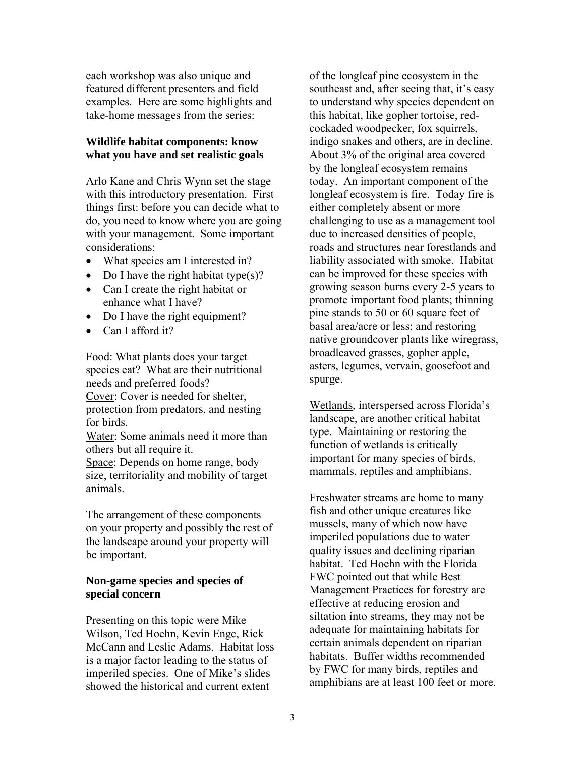each workshop was also unique and featured different presenters and field examples. Here are some highlights and take-home messages from the series:

**Wildlife habitat components: know what you have and set realistic goals**

Arlo Kane and Chris Wynn set the stage with this introductory presentation. First things first: before you can decide what to do, you need to know where you are going with your management. Some important considerations:

- What species am I interested in?
- Do I have the right habitat type(s)?
- Can I create the right habitat or enhance what I have?
- Do I have the right equipment?
- Can I afford it?

Food: What plants does your target species eat? What are their nutritional needs and preferred foods?
Cover: Cover is needed for shelter, protection from predators, and nesting for birds.
Water: Some animals need it more than others but all require it.
Space: Depends on home range, body size, territoriality and mobility of target animals.

The arrangement of these components on your property and possibly the rest of the landscape around your property will be important.

**Non-game species and species of special concern**

Presenting on this topic were Mike Wilson, Ted Hoehn, Kevin Enge, Rick McCann and Leslie Adams. Habitat loss is a major factor leading to the status of imperiled species. One of Mike's slides showed the historical and current extent of the longleaf pine ecosystem in the southeast and, after seeing that, it's easy to understand why species dependent on this habitat, like gopher tortoise, red-cockaded woodpecker, fox squirrels, indigo snakes and others, are in decline. About 3% of the original area covered by the longleaf ecosystem remains today. An important component of the longleaf ecosystem is fire. Today fire is either completely absent or more challenging to use as a management tool due to increased densities of people, roads and structures near forestlands and liability associated with smoke. Habitat can be improved for these species with growing season burns every 2-5 years to promote important food plants; thinning pine stands to 50 or 60 square feet of basal area/acre or less; and restoring native groundcover plants like wiregrass, broadleaved grasses, gopher apple, asters, legumes, vervain, goosefoot and spurge.

Wetlands, interspersed across Florida's landscape, are another critical habitat type. Maintaining or restoring the function of wetlands is critically important for many species of birds, mammals, reptiles and amphibians.

Freshwater streams are home to many fish and other unique creatures like mussels, many of which now have imperiled populations due to water quality issues and declining riparian habitat. Ted Hoehn with the Florida FWC pointed out that while Best Management Practices for forestry are effective at reducing erosion and siltation into streams, they may not be adequate for maintaining habitats for certain animals dependent on riparian habitats. Buffer widths recommended by FWC for many birds, reptiles and amphibians are at least 100 feet or more.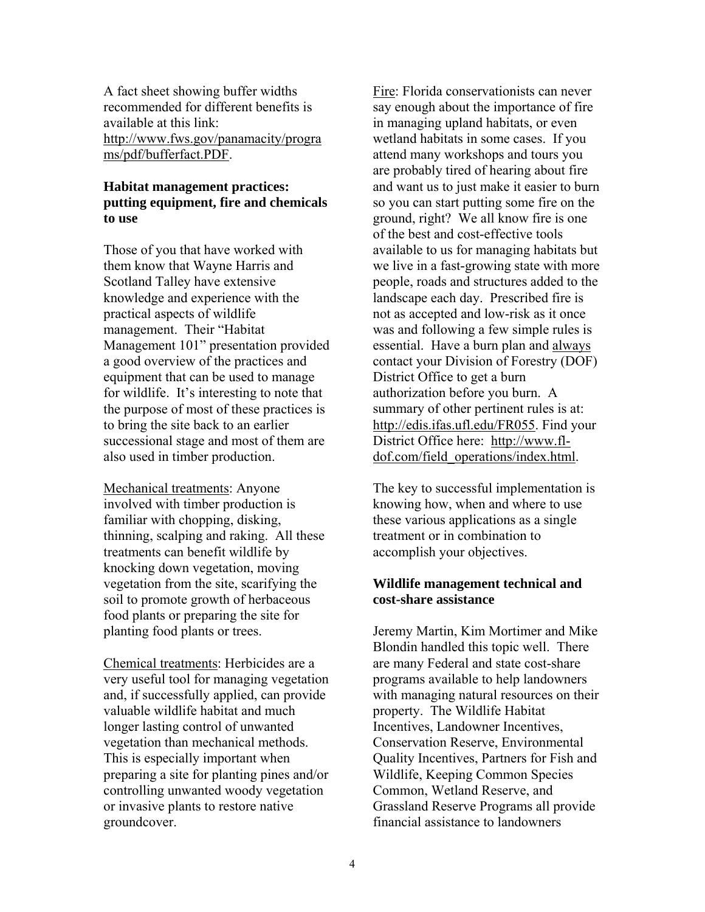A fact sheet showing buffer widths recommended for different benefits is available at this link: http://www.fws.gov/panamacity/programs/pdf/bufferfact.PDF.

### Habitat management practices: putting equipment, fire and chemicals to use

Those of you that have worked with them know that Wayne Harris and Scotland Talley have extensive knowledge and experience with the practical aspects of wildlife management. Their "Habitat Management 101" presentation provided a good overview of the practices and equipment that can be used to manage for wildlife. It's interesting to note that the purpose of most of these practices is to bring the site back to an earlier successional stage and most of them are also used in timber production.

Mechanical treatments: Anyone involved with timber production is familiar with chopping, disking, thinning, scalping and raking. All these treatments can benefit wildlife by knocking down vegetation, moving vegetation from the site, scarifying the soil to promote growth of herbaceous food plants or preparing the site for planting food plants or trees.

Chemical treatments: Herbicides are a very useful tool for managing vegetation and, if successfully applied, can provide valuable wildlife habitat and much longer lasting control of unwanted vegetation than mechanical methods. This is especially important when preparing a site for planting pines and/or controlling unwanted woody vegetation or invasive plants to restore native groundcover.

Fire: Florida conservationists can never say enough about the importance of fire in managing upland habitats, or even wetland habitats in some cases. If you attend many workshops and tours you are probably tired of hearing about fire and want us to just make it easier to burn so you can start putting some fire on the ground, right? We all know fire is one of the best and cost-effective tools available to us for managing habitats but we live in a fast-growing state with more people, roads and structures added to the landscape each day. Prescribed fire is not as accepted and low-risk as it once was and following a few simple rules is essential. Have a burn plan and always contact your Division of Forestry (DOF) District Office to get a burn authorization before you burn. A summary of other pertinent rules is at: http://edis.ifas.ufl.edu/FR055. Find your District Office here: http://www.fl-dof.com/field_operations/index.html.

The key to successful implementation is knowing how, when and where to use these various applications as a single treatment or in combination to accomplish your objectives.

### Wildlife management technical and cost-share assistance

Jeremy Martin, Kim Mortimer and Mike Blondin handled this topic well. There are many Federal and state cost-share programs available to help landowners with managing natural resources on their property. The Wildlife Habitat Incentives, Landowner Incentives, Conservation Reserve, Environmental Quality Incentives, Partners for Fish and Wildlife, Keeping Common Species Common, Wetland Reserve, and Grassland Reserve Programs all provide financial assistance to landowners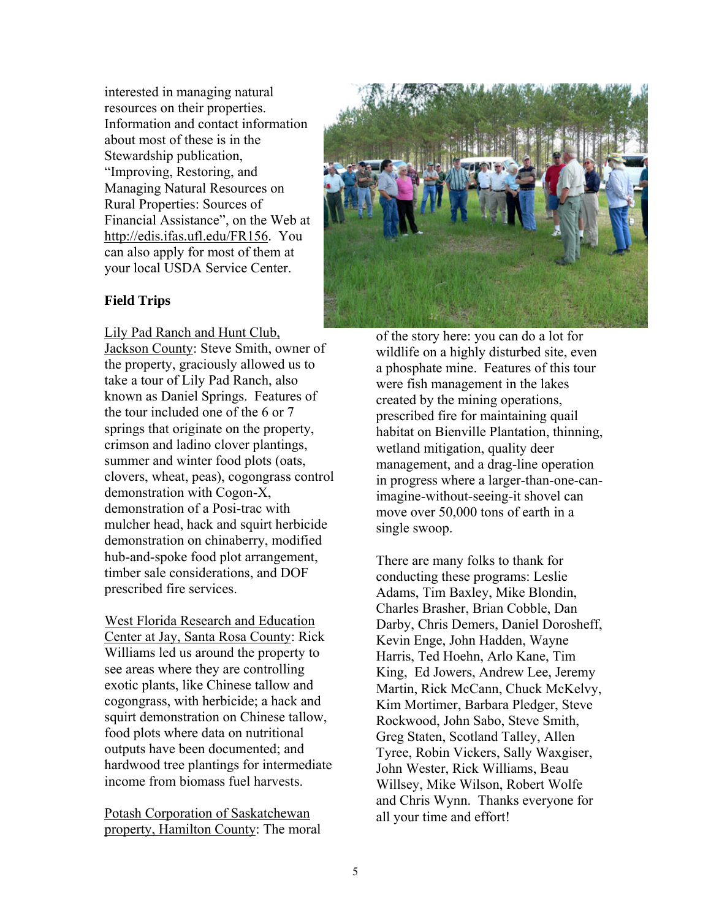interested in managing natural resources on their properties. Information and contact information about most of these is in the Stewardship publication, "Improving, Restoring, and Managing Natural Resources on Rural Properties: Sources of Financial Assistance", on the Web at http://edis.ifas.ufl.edu/FR156. You can also apply for most of them at your local USDA Service Center.

**Field Trips**

Lily Pad Ranch and Hunt Club, Jackson County: Steve Smith, owner of the property, graciously allowed us to take a tour of Lily Pad Ranch, also known as Daniel Springs. Features of the tour included one of the 6 or 7 springs that originate on the property, crimson and ladino clover plantings, summer and winter food plots (oats, clovers, wheat, peas), cogongrass control demonstration with Cogon-X, demonstration of a Posi-trac with mulcher head, hack and squirt herbicide demonstration on chinaberry, modified hub-and-spoke food plot arrangement, timber sale considerations, and DOF prescribed fire services.

West Florida Research and Education Center at Jay, Santa Rosa County: Rick Williams led us around the property to see areas where they are controlling exotic plants, like Chinese tallow and cogongrass, with herbicide; a hack and squirt demonstration on Chinese tallow, food plots where data on nutritional outputs have been documented; and hardwood tree plantings for intermediate income from biomass fuel harvests.

Potash Corporation of Saskatchewan property, Hamilton County: The moral of the story here: you can do a lot for wildlife on a highly disturbed site, even a phosphate mine. Features of this tour were fish management in the lakes created by the mining operations, prescribed fire for maintaining quail habitat on Bienville Plantation, thinning, wetland mitigation, quality deer management, and a drag-line operation in progress where a larger-than-one-can-imagine-without-seeing-it shovel can move over 50,000 tons of earth in a single swoop.

There are many folks to thank for conducting these programs: Leslie Adams, Tim Baxley, Mike Blondin, Charles Brasher, Brian Cobble, Dan Darby, Chris Demers, Daniel Dorosheff, Kevin Enge, John Hadden, Wayne Harris, Ted Hoehn, Arlo Kane, Tim King, Ed Jowers, Andrew Lee, Jeremy Martin, Rick McCann, Chuck McKelvy, Kim Mortimer, Barbara Pledger, Steve Rockwood, John Sabo, Steve Smith, Greg Staten, Scotland Talley, Allen Tyree, Robin Vickers, Sally Waxgiser, John Wester, Rick Williams, Beau Willsey, Mike Wilson, Robert Wolfe and Chris Wynn. Thanks everyone for all your time and effort!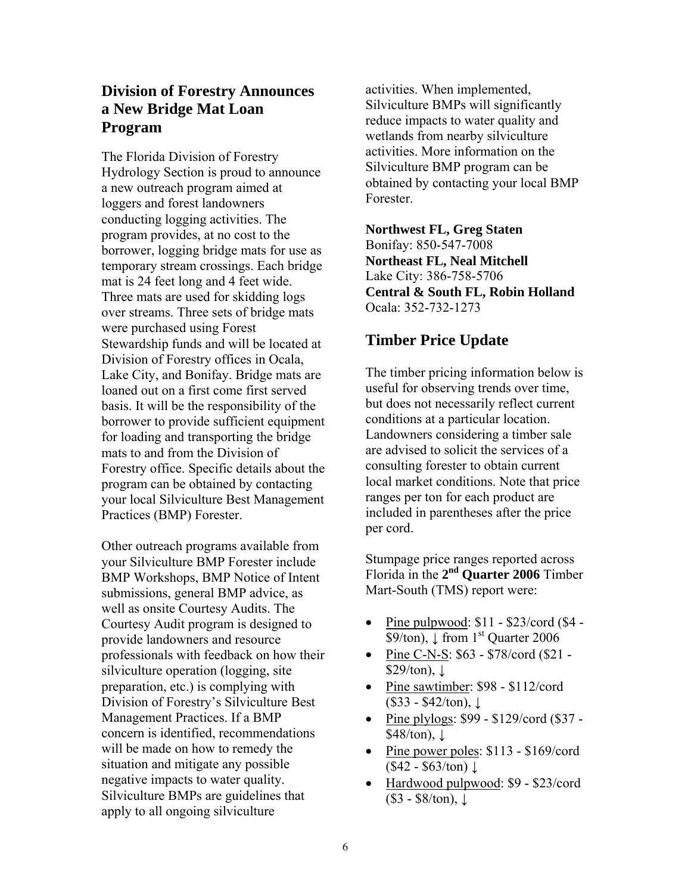## Division of Forestry Announces a New Bridge Mat Loan Program

The Florida Division of Forestry Hydrology Section is proud to announce a new outreach program aimed at loggers and forest landowners conducting logging activities. The program provides, at no cost to the borrower, logging bridge mats for use as temporary stream crossings. Each bridge mat is 24 feet long and 4 feet wide. Three mats are used for skidding logs over streams. Three sets of bridge mats were purchased using Forest Stewardship funds and will be located at Division of Forestry offices in Ocala, Lake City, and Bonifay. Bridge mats are loaned out on a first come first served basis. It will be the responsibility of the borrower to provide sufficient equipment for loading and transporting the bridge mats to and from the Division of Forestry office. Specific details about the program can be obtained by contacting your local Silviculture Best Management Practices (BMP) Forester.

Other outreach programs available from your Silviculture BMP Forester include BMP Workshops, BMP Notice of Intent submissions, general BMP advice, as well as onsite Courtesy Audits. The Courtesy Audit program is designed to provide landowners and resource professionals with feedback on how their silviculture operation (logging, site preparation, etc.) is complying with Division of Forestry's Silviculture Best Management Practices. If a BMP concern is identified, recommendations will be made on how to remedy the situation and mitigate any possible negative impacts to water quality. Silviculture BMPs are guidelines that apply to all ongoing silviculture activities. When implemented, Silviculture BMPs will significantly reduce impacts to water quality and wetlands from nearby silviculture activities. More information on the Silviculture BMP program can be obtained by contacting your local BMP Forester.

**Northwest FL, Greg Staten**
Bonifay: 850-547-7008
**Northeast FL, Neal Mitchell**
Lake City: 386-758-5706
**Central & South FL, Robin Holland**
Ocala: 352-732-1273

## Timber Price Update

The timber pricing information below is useful for observing trends over time, but does not necessarily reflect current conditions at a particular location. Landowners considering a timber sale are advised to solicit the services of a consulting forester to obtain current local market conditions. Note that price ranges per ton for each product are included in parentheses after the price per cord.

Stumpage price ranges reported across Florida in the **2nd Quarter 2006** Timber Mart-South (TMS) report were:

- Pine pulpwood: $11 - $23/cord ($4 - $9/ton), ↓ from 1st Quarter 2006
- Pine C-N-S: $63 - $78/cord ($21 - $29/ton), ↓
- Pine sawtimber: $98 - $112/cord ($33 - $42/ton), ↓
- Pine plylogs: $99 - $129/cord ($37 - $48/ton), ↓
- Pine power poles: $113 - $169/cord ($42 - $63/ton) ↓
- Hardwood pulpwood: $9 - $23/cord ($3 - $8/ton), ↓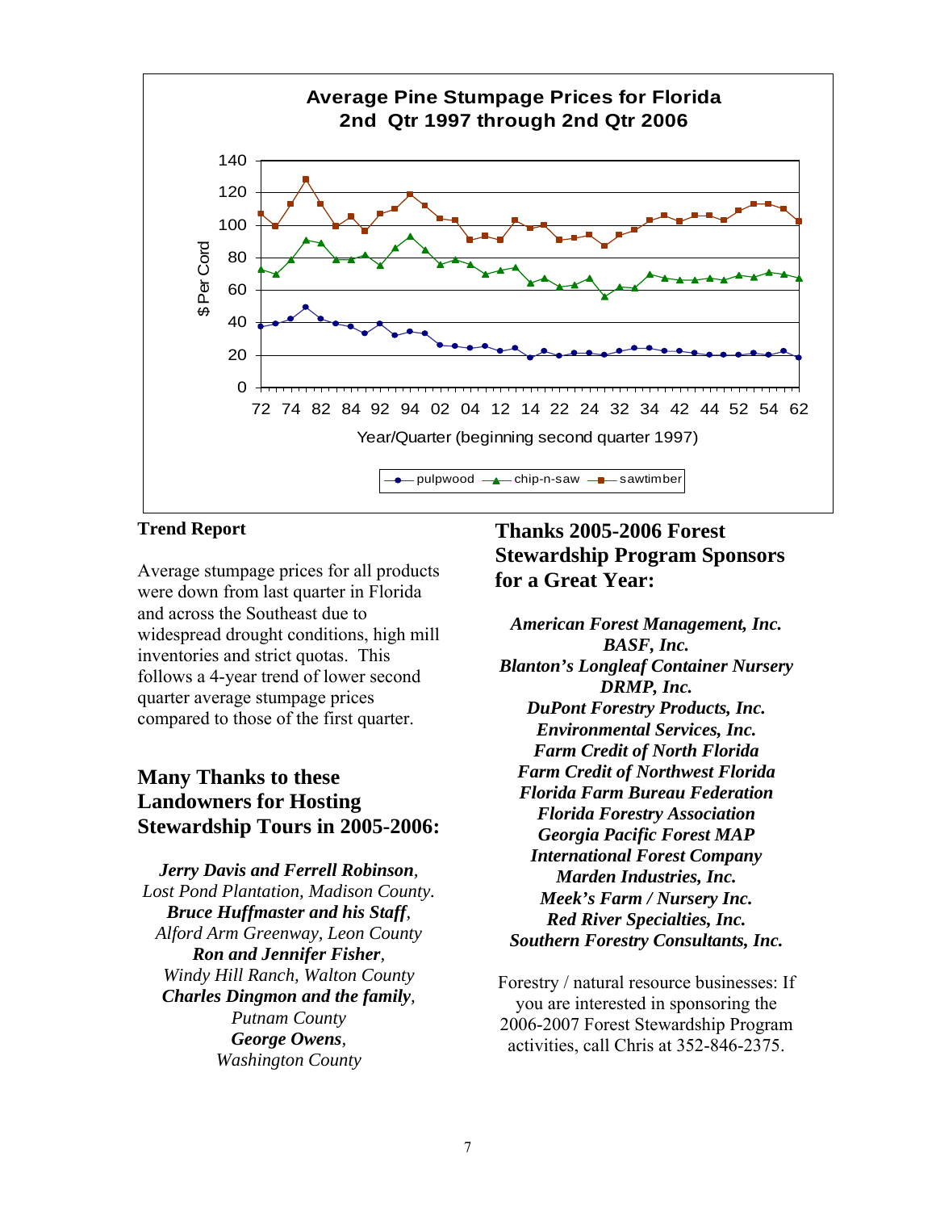**Average Pine Stumpage Prices for Florida**
**2nd Qtr 1997 through 2nd Qtr 2006**

$ Per Cord

140
120
100
80
60
40
20
0

72 74 82 84 92 94 02 04 12 14 22 24 32 34 42 44 52 54 62

Year/Quarter (beginning second quarter 1997)

pulpwood — chip-n-saw — sawtimber

**Trend Report**

Average stumpage prices for all products were down from last quarter in Florida and across the Southeast due to widespread drought conditions, high mill inventories and strict quotas. This follows a 4-year trend of lower second quarter average stumpage prices compared to those of the first quarter.

## Many Thanks to these Landowners for Hosting Stewardship Tours in 2005-2006:

***Jerry Davis and Ferrell Robinson**, Lost Pond Plantation, Madison County.*
***Bruce Huffmaster and his Staff**, Alford Arm Greenway, Leon County*
***Ron and Jennifer Fisher**, Windy Hill Ranch, Walton County*
***Charles Dingmon and the family**, Putnam County*
***George Owens**, Washington County*

## Thanks 2005-2006 Forest Stewardship Program Sponsors for a Great Year:

***American Forest Management, Inc.***
***BASF, Inc.***
***Blanton's Longleaf Container Nursery***
***DRMP, Inc.***
***DuPont Forestry Products, Inc.***
***Environmental Services, Inc.***
***Farm Credit of North Florida***
***Farm Credit of Northwest Florida***
***Florida Farm Bureau Federation***
***Florida Forestry Association***
***Georgia Pacific Forest MAP***
***International Forest Company***
***Marden Industries, Inc.***
***Meek's Farm / Nursery Inc.***
***Red River Specialties, Inc.***
***Southern Forestry Consultants, Inc.***

Forestry / natural resource businesses: If you are interested in sponsoring the 2006-2007 Forest Stewardship Program activities, call Chris at 352-846-2375.